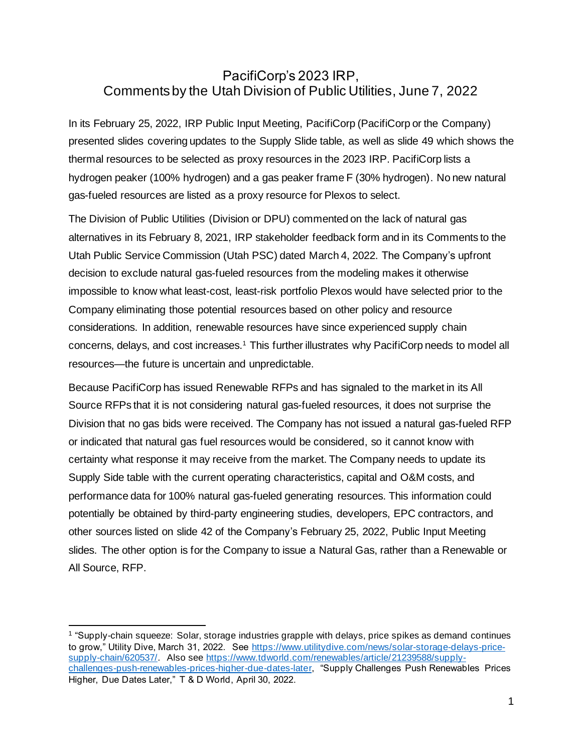# PacifiCorp's 2023 IRP, Comments by the Utah Division of Public Utilities, June 7, 2022

In its February 25, 2022, IRP Public Input Meeting, PacifiCorp (PacifiCorp or the Company) presented slides covering updates to the Supply Slide table, as well as slide 49 which shows the thermal resources to be selected as proxy resources in the 2023 IRP. PacifiCorp lists a hydrogen peaker (100% hydrogen) and a gas peaker frame F (30% hydrogen). No new natural gas-fueled resources are listed as a proxy resource for Plexos to select.

The Division of Public Utilities (Division or DPU) commented on the lack of natural gas alternatives in its February 8, 2021, IRP stakeholder feedback form and in its Comments to the Utah Public Service Commission (Utah PSC) dated March 4, 2022. The Company's upfront decision to exclude natural gas-fueled resources from the modeling makes it otherwise impossible to know what least-cost, least-risk portfolio Plexos would have selected prior to the Company eliminating those potential resources based on other policy and resource considerations. In addition, renewable resources have since experienced supply chain concerns, delays, and cost increases.[1] This further illustrates why PacifiCorp needs to model all resources—the future is uncertain and unpredictable.

Because PacifiCorp has issued Renewable RFPs and has signaled to the market in its All Source RFPs that it is not considering natural gas-fueled resources, it does not surprise the Division that no gas bids were received. The Company has not issued a natural gas-fueled RFP or indicated that natural gas fuel resources would be considered, so it cannot know with certainty what response it may receive from the market. The Company needs to update its Supply Side table with the current operating characteristics, capital and O&M costs, and performance data for 100% natural gas-fueled generating resources. This information could potentially be obtained by third-party engineering studies, developers, EPC contractors, and other sources listed on slide 42 of the Company's February 25, 2022, Public Input Meeting slides. The other option is for the Company to issue a Natural Gas, rather than a Renewable or All Source, RFP.

[1] "Supply-chain squeeze: Solar, storage industries grapple with delays, price spikes as demand continues to grow," Utility Dive, March 31, 2022. See https://www.utilitydive.com/news/solar-storage-delays-price-supply-chain/620537/. Also see https://www.tdworld.com/renewables/article/21239588/supply-challenges-push-renewables-prices-higher-due-dates-later, "Supply Challenges Push Renewables Prices Higher, Due Dates Later," T & D World, April 30, 2022.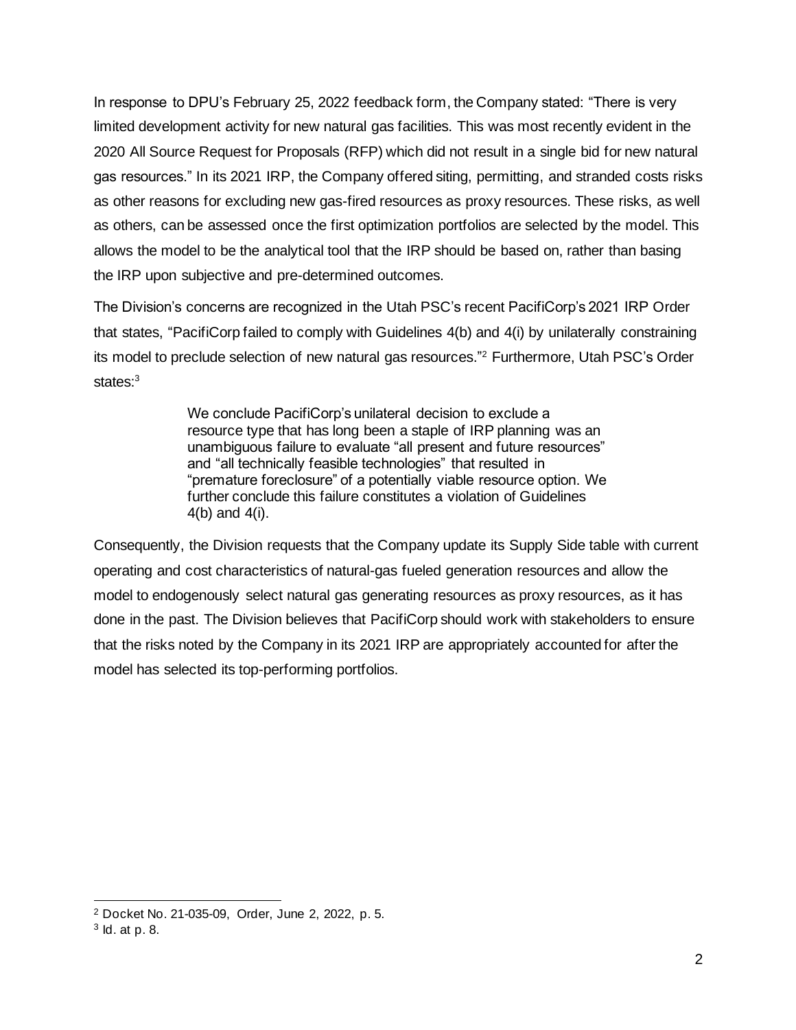In response to DPU's February 25, 2022 feedback form, the Company stated: "There is very limited development activity for new natural gas facilities. This was most recently evident in the 2020 All Source Request for Proposals (RFP) which did not result in a single bid for new natural gas resources." In its 2021 IRP, the Company offered siting, permitting, and stranded costs risks as other reasons for excluding new gas-fired resources as proxy resources. These risks, as well as others, can be assessed once the first optimization portfolios are selected by the model. This allows the model to be the analytical tool that the IRP should be based on, rather than basing the IRP upon subjective and pre-determined outcomes.

The Division's concerns are recognized in the Utah PSC's recent PacifiCorp's 2021 IRP Order that states, "PacifiCorp failed to comply with Guidelines 4(b) and 4(i) by unilaterally constraining its model to preclude selection of new natural gas resources."[2] Furthermore, Utah PSC's Order states:[3]

> We conclude PacifiCorp's unilateral decision to exclude a resource type that has long been a staple of IRP planning was an unambiguous failure to evaluate "all present and future resources" and "all technically feasible technologies" that resulted in "premature foreclosure" of a potentially viable resource option. We further conclude this failure constitutes a violation of Guidelines 4(b) and 4(i).

Consequently, the Division requests that the Company update its Supply Side table with current operating and cost characteristics of natural-gas fueled generation resources and allow the model to endogenously select natural gas generating resources as proxy resources, as it has done in the past. The Division believes that PacifiCorp should work with stakeholders to ensure that the risks noted by the Company in its 2021 IRP are appropriately accounted for after the model has selected its top-performing portfolios.

---

[2] Docket No. 21-035-09, Order, June 2, 2022, p. 5.

[3] Id. at p. 8.